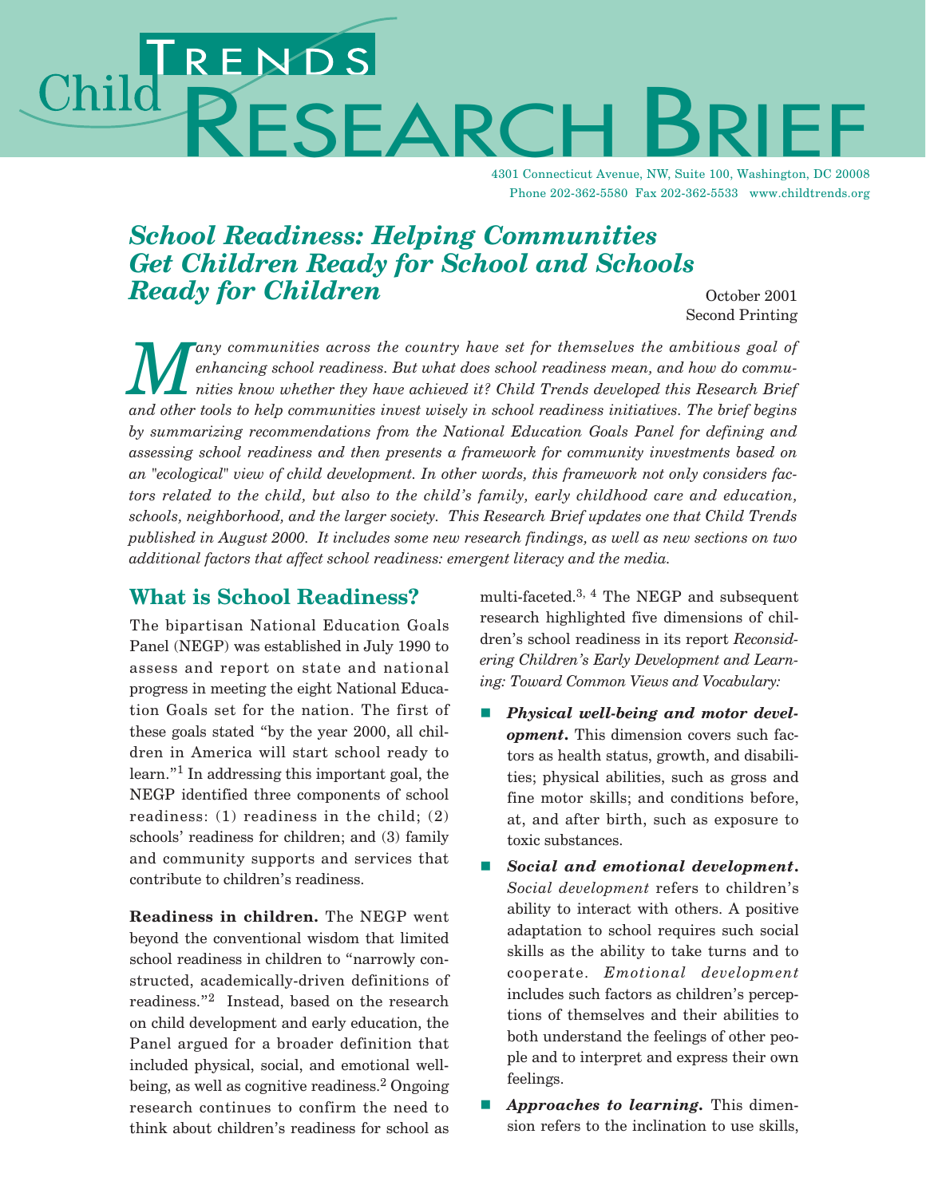# Child Trends Research Brief

4301 Connecticut Avenue, NW, Suite 100, Washington, DC 20008
Phone 202-362-5580 Fax 202-362-5533 www.childtrends.org

## *School Readiness: Helping Communities Get Children Ready for School and Schools Ready for Children*

October 2001
Second Printing

*Many communities across the country have set for themselves the ambitious goal of enhancing school readiness. But what does school readiness mean, and how do communities know whether they have achieved it? Child Trends developed this Research Brief and other tools to help communities invest wisely in school readiness initiatives. The brief begins by summarizing recommendations from the National Education Goals Panel for defining and assessing school readiness and then presents a framework for community investments based on an "ecological" view of child development. In other words, this framework not only considers factors related to the child, but also to the child's family, early childhood care and education, schools, neighborhood, and the larger society. This Research Brief updates one that Child Trends published in August 2000. It includes some new research findings, as well as new sections on two additional factors that affect school readiness: emergent literacy and the media.*

## What is School Readiness?

The bipartisan National Education Goals Panel (NEGP) was established in July 1990 to assess and report on state and national progress in meeting the eight National Education Goals set for the nation. The first of these goals stated "by the year 2000, all children in America will start school ready to learn."[1] In addressing this important goal, the NEGP identified three components of school readiness: (1) readiness in the child; (2) schools' readiness for children; and (3) family and community supports and services that contribute to children's readiness.

**Readiness in children.** The NEGP went beyond the conventional wisdom that limited school readiness in children to "narrowly constructed, academically-driven definitions of readiness."[2] Instead, based on the research on child development and early education, the Panel argued for a broader definition that included physical, social, and emotional well-being, as well as cognitive readiness.[2] Ongoing research continues to confirm the need to think about children's readiness for school as multi-faceted.[3, 4] The NEGP and subsequent research highlighted five dimensions of children's school readiness in its report *Reconsidering Children's Early Development and Learning: Toward Common Views and Vocabulary:*

- ***Physical well-being and motor development.*** This dimension covers such factors as health status, growth, and disabilities; physical abilities, such as gross and fine motor skills; and conditions before, at, and after birth, such as exposure to toxic substances.
- ***Social and emotional development.*** *Social development* refers to children's ability to interact with others. A positive adaptation to school requires such social skills as the ability to take turns and to cooperate. *Emotional development* includes such factors as children's perceptions of themselves and their abilities to both understand the feelings of other people and to interpret and express their own feelings.
- ***Approaches to learning.*** This dimension refers to the inclination to use skills,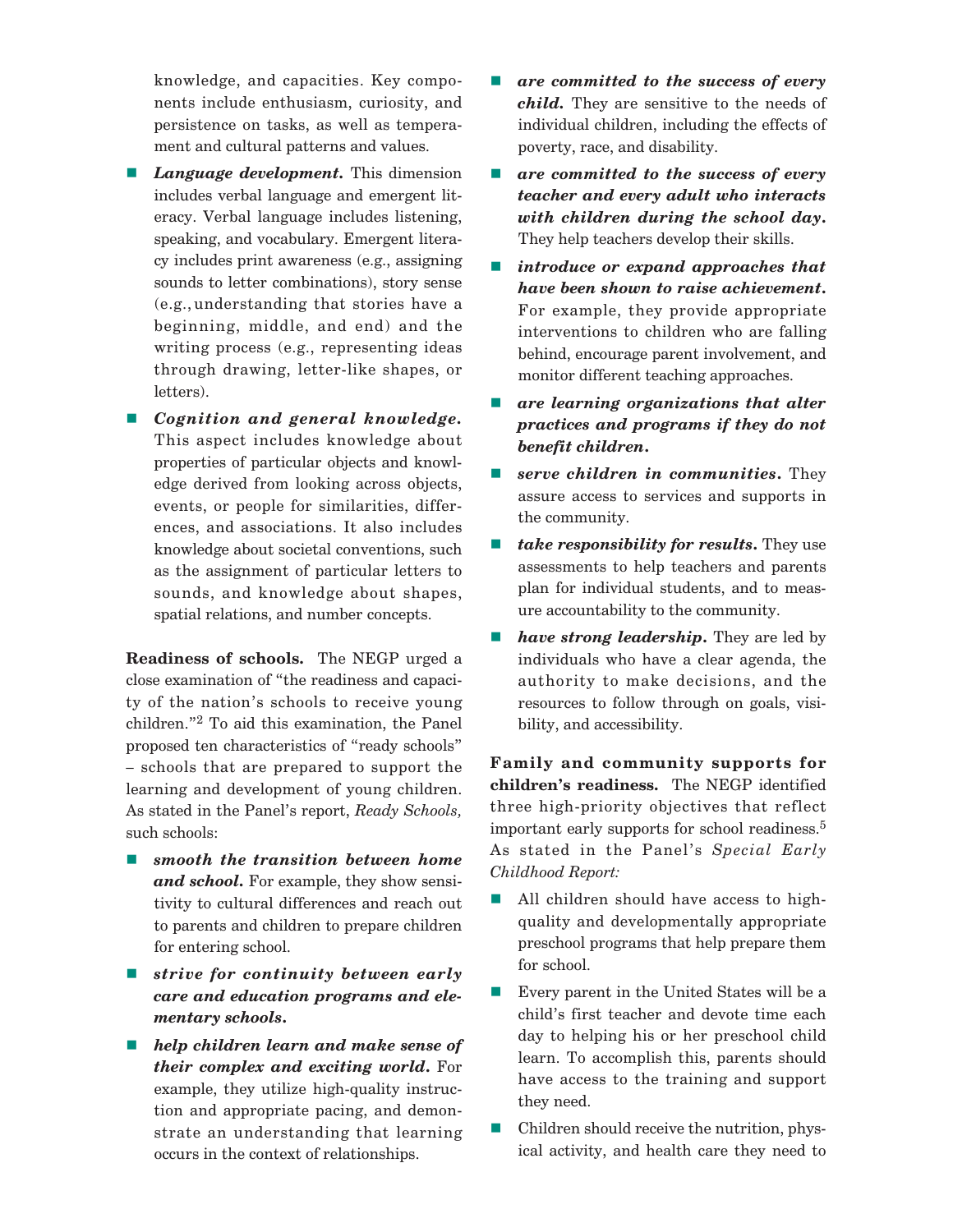knowledge, and capacities. Key components include enthusiasm, curiosity, and persistence on tasks, as well as temperament and cultural patterns and values.

- ***Language development.*** This dimension includes verbal language and emergent literacy. Verbal language includes listening, speaking, and vocabulary. Emergent literacy includes print awareness (e.g., assigning sounds to letter combinations), story sense (e.g., understanding that stories have a beginning, middle, and end) and the writing process (e.g., representing ideas through drawing, letter-like shapes, or letters).
- ***Cognition and general knowledge.*** This aspect includes knowledge about properties of particular objects and knowledge derived from looking across objects, events, or people for similarities, differences, and associations. It also includes knowledge about societal conventions, such as the assignment of particular letters to sounds, and knowledge about shapes, spatial relations, and number concepts.

**Readiness of schools.** The NEGP urged a close examination of "the readiness and capacity of the nation's schools to receive young children."[2] To aid this examination, the Panel proposed ten characteristics of "ready schools" – schools that are prepared to support the learning and development of young children. As stated in the Panel's report, *Ready Schools,* such schools:

- ***smooth the transition between home and school.*** For example, they show sensitivity to cultural differences and reach out to parents and children to prepare children for entering school.
- ***strive for continuity between early care and education programs and elementary schools.***
- ***help children learn and make sense of their complex and exciting world.*** For example, they utilize high-quality instruction and appropriate pacing, and demonstrate an understanding that learning occurs in the context of relationships.
- ***are committed to the success of every child.*** They are sensitive to the needs of individual children, including the effects of poverty, race, and disability.
- ***are committed to the success of every teacher and every adult who interacts with children during the school day.*** They help teachers develop their skills.
- ***introduce or expand approaches that have been shown to raise achievement.*** For example, they provide appropriate interventions to children who are falling behind, encourage parent involvement, and monitor different teaching approaches.
- ***are learning organizations that alter practices and programs if they do not benefit children.***
- ***serve children in communities.*** They assure access to services and supports in the community.
- ***take responsibility for results.*** They use assessments to help teachers and parents plan for individual students, and to measure accountability to the community.
- ***have strong leadership.*** They are led by individuals who have a clear agenda, the authority to make decisions, and the resources to follow through on goals, visibility, and accessibility.

**Family and community supports for children's readiness.** The NEGP identified three high-priority objectives that reflect important early supports for school readiness.[5] As stated in the Panel's *Special Early Childhood Report:*

- All children should have access to high-quality and developmentally appropriate preschool programs that help prepare them for school.
- Every parent in the United States will be a child's first teacher and devote time each day to helping his or her preschool child learn. To accomplish this, parents should have access to the training and support they need.
- Children should receive the nutrition, physical activity, and health care they need to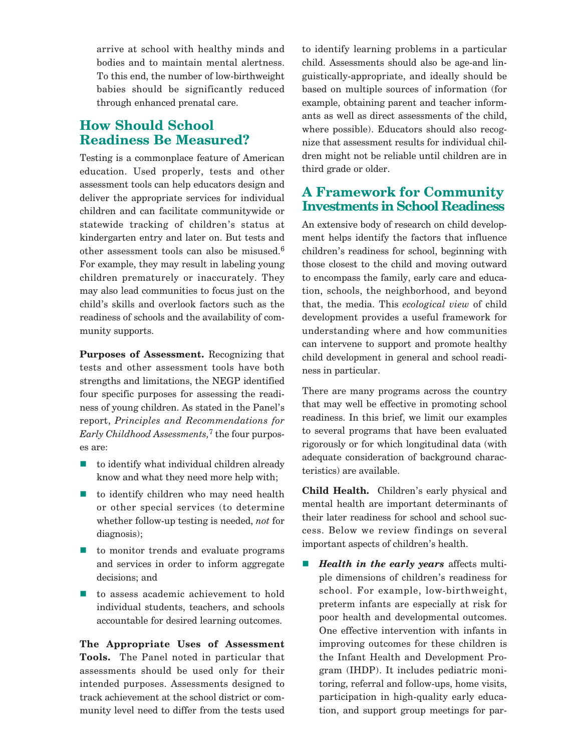arrive at school with healthy minds and bodies and to maintain mental alertness. To this end, the number of low-birthweight babies should be significantly reduced through enhanced prenatal care.

## How Should School Readiness Be Measured?

Testing is a commonplace feature of American education. Used properly, tests and other assessment tools can help educators design and deliver the appropriate services for individual children and can facilitate communitywide or statewide tracking of children's status at kindergarten entry and later on. But tests and other assessment tools can also be misused.[6] For example, they may result in labeling young children prematurely or inaccurately. They may also lead communities to focus just on the child's skills and overlook factors such as the readiness of schools and the availability of community supports.

**Purposes of Assessment.** Recognizing that tests and other assessment tools have both strengths and limitations, the NEGP identified four specific purposes for assessing the readiness of young children. As stated in the Panel's report, *Principles and Recommendations for Early Childhood Assessments,*[7] the four purposes are:

- to identify what individual children already know and what they need more help with;
- to identify children who may need health or other special services (to determine whether follow-up testing is needed, *not* for diagnosis);
- to monitor trends and evaluate programs and services in order to inform aggregate decisions; and
- to assess academic achievement to hold individual students, teachers, and schools accountable for desired learning outcomes.

**The Appropriate Uses of Assessment Tools.** The Panel noted in particular that assessments should be used only for their intended purposes. Assessments designed to track achievement at the school district or community level need to differ from the tests used to identify learning problems in a particular child. Assessments should also be age-and linguistically-appropriate, and ideally should be based on multiple sources of information (for example, obtaining parent and teacher informants as well as direct assessments of the child, where possible). Educators should also recognize that assessment results for individual children might not be reliable until children are in third grade or older.

## A Framework for Community Investments in School Readiness

An extensive body of research on child development helps identify the factors that influence children's readiness for school, beginning with those closest to the child and moving outward to encompass the family, early care and education, schools, the neighborhood, and beyond that, the media. This *ecological view* of child development provides a useful framework for understanding where and how communities can intervene to support and promote healthy child development in general and school readiness in particular.

There are many programs across the country that may well be effective in promoting school readiness. In this brief, we limit our examples to several programs that have been evaluated rigorously or for which longitudinal data (with adequate consideration of background characteristics) are available.

**Child Health.** Children's early physical and mental health are important determinants of their later readiness for school and school success. Below we review findings on several important aspects of children's health.

- ***Health in the early years*** affects multiple dimensions of children's readiness for school. For example, low-birthweight, preterm infants are especially at risk for poor health and developmental outcomes. One effective intervention with infants in improving outcomes for these children is the Infant Health and Development Program (IHDP). It includes pediatric monitoring, referral and follow-ups, home visits, participation in high-quality early education, and support group meetings for par-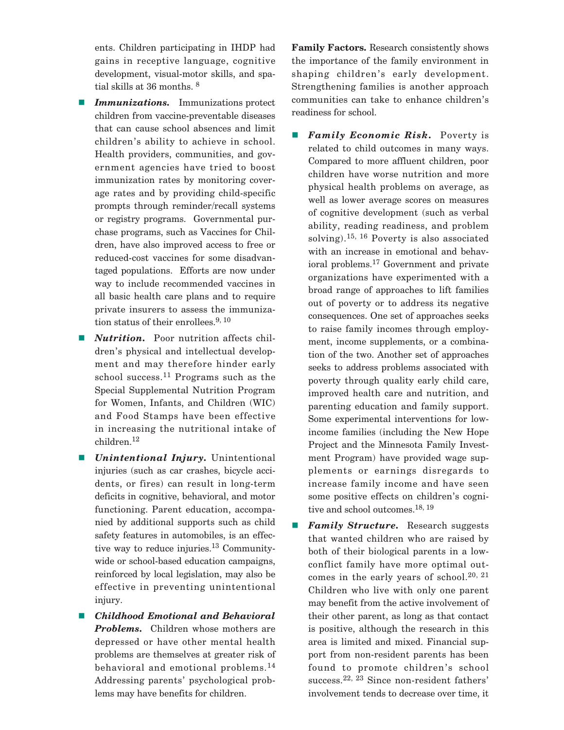ents. Children participating in IHDP had gains in receptive language, cognitive development, visual-motor skills, and spatial skills at 36 months. [8]

- ***Immunizations.*** Immunizations protect children from vaccine-preventable diseases that can cause school absences and limit children's ability to achieve in school. Health providers, communities, and government agencies have tried to boost immunization rates by monitoring coverage rates and by providing child-specific prompts through reminder/recall systems or registry programs. Governmental purchase programs, such as Vaccines for Children, have also improved access to free or reduced-cost vaccines for some disadvantaged populations. Efforts are now under way to include recommended vaccines in all basic health care plans and to require private insurers to assess the immunization status of their enrollees.[9, 10]

- ***Nutrition.*** Poor nutrition affects children's physical and intellectual development and may therefore hinder early school success.[11] Programs such as the Special Supplemental Nutrition Program for Women, Infants, and Children (WIC) and Food Stamps have been effective in increasing the nutritional intake of children.[12]

- ***Unintentional Injury.*** Unintentional injuries (such as car crashes, bicycle accidents, or fires) can result in long-term deficits in cognitive, behavioral, and motor functioning. Parent education, accompanied by additional supports such as child safety features in automobiles, is an effective way to reduce injuries.[13] Communitywide or school-based education campaigns, reinforced by local legislation, may also be effective in preventing unintentional injury.

- ***Childhood Emotional and Behavioral Problems.*** Children whose mothers are depressed or have other mental health problems are themselves at greater risk of behavioral and emotional problems.[14] Addressing parents' psychological problems may have benefits for children.

**Family Factors.** Research consistently shows the importance of the family environment in shaping children's early development. Strengthening families is another approach communities can take to enhance children's readiness for school.

- ***Family Economic Risk.*** Poverty is related to child outcomes in many ways. Compared to more affluent children, poor children have worse nutrition and more physical health problems on average, as well as lower average scores on measures of cognitive development (such as verbal ability, reading readiness, and problem solving).[15, 16] Poverty is also associated with an increase in emotional and behavioral problems.[17] Government and private organizations have experimented with a broad range of approaches to lift families out of poverty or to address its negative consequences. One set of approaches seeks to raise family incomes through employment, income supplements, or a combination of the two. Another set of approaches seeks to address problems associated with poverty through quality early child care, improved health care and nutrition, and parenting education and family support. Some experimental interventions for low-income families (including the New Hope Project and the Minnesota Family Investment Program) have provided wage supplements or earnings disregards to increase family income and have seen some positive effects on children's cognitive and school outcomes.[18, 19]

- ***Family Structure.*** Research suggests that wanted children who are raised by both of their biological parents in a low-conflict family have more optimal outcomes in the early years of school.[20, 21] Children who live with only one parent may benefit from the active involvement of their other parent, as long as that contact is positive, although the research in this area is limited and mixed. Financial support from non-resident parents has been found to promote children's school success.[22, 23] Since non-resident fathers' involvement tends to decrease over time, it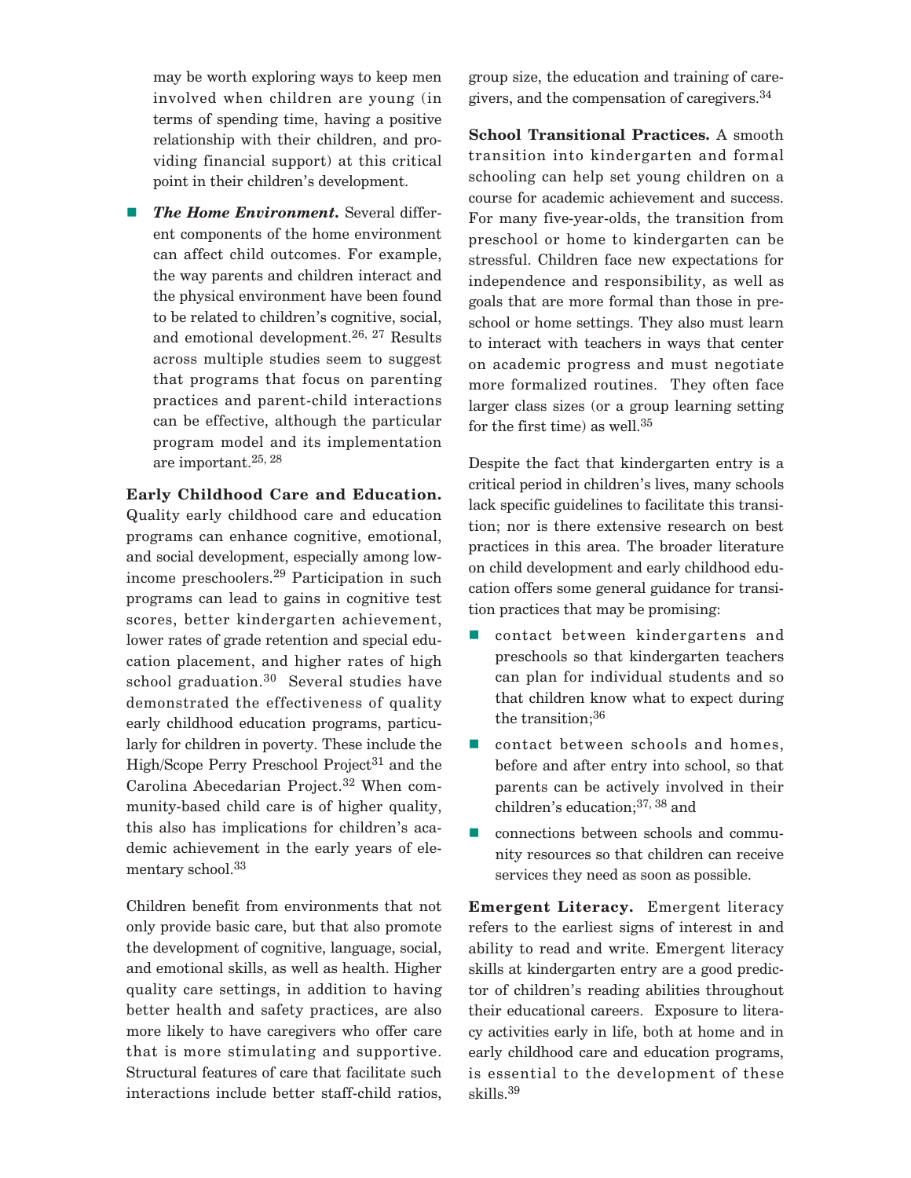may be worth exploring ways to keep men involved when children are young (in terms of spending time, having a positive relationship with their children, and providing financial support) at this critical point in their children's development.

- ***The Home Environment.*** Several different components of the home environment can affect child outcomes. For example, the way parents and children interact and the physical environment have been found to be related to children's cognitive, social, and emotional development.[26, 27] Results across multiple studies seem to suggest that programs that focus on parenting practices and parent-child interactions can be effective, although the particular program model and its implementation are important.[25, 28]

**Early Childhood Care and Education.** Quality early childhood care and education programs can enhance cognitive, emotional, and social development, especially among low-income preschoolers.[29] Participation in such programs can lead to gains in cognitive test scores, better kindergarten achievement, lower rates of grade retention and special education placement, and higher rates of high school graduation.[30] Several studies have demonstrated the effectiveness of quality early childhood education programs, particularly for children in poverty. These include the High/Scope Perry Preschool Project[31] and the Carolina Abecedarian Project.[32] When community-based child care is of higher quality, this also has implications for children's academic achievement in the early years of elementary school.[33]

Children benefit from environments that not only provide basic care, but that also promote the development of cognitive, language, social, and emotional skills, as well as health. Higher quality care settings, in addition to having better health and safety practices, are also more likely to have caregivers who offer care that is more stimulating and supportive. Structural features of care that facilitate such interactions include better staff-child ratios, group size, the education and training of caregivers, and the compensation of caregivers.[34]

**School Transitional Practices.** A smooth transition into kindergarten and formal schooling can help set young children on a course for academic achievement and success. For many five-year-olds, the transition from preschool or home to kindergarten can be stressful. Children face new expectations for independence and responsibility, as well as goals that are more formal than those in preschool or home settings. They also must learn to interact with teachers in ways that center on academic progress and must negotiate more formalized routines. They often face larger class sizes (or a group learning setting for the first time) as well.[35]

Despite the fact that kindergarten entry is a critical period in children's lives, many schools lack specific guidelines to facilitate this transition; nor is there extensive research on best practices in this area. The broader literature on child development and early childhood education offers some general guidance for transition practices that may be promising:

- contact between kindergartens and preschools so that kindergarten teachers can plan for individual students and so that children know what to expect during the transition;[36]
- contact between schools and homes, before and after entry into school, so that parents can be actively involved in their children's education;[37, 38] and
- connections between schools and community resources so that children can receive services they need as soon as possible.

**Emergent Literacy.** Emergent literacy refers to the earliest signs of interest in and ability to read and write. Emergent literacy skills at kindergarten entry are a good predictor of children's reading abilities throughout their educational careers. Exposure to literacy activities early in life, both at home and in early childhood care and education programs, is essential to the development of these skills.[39]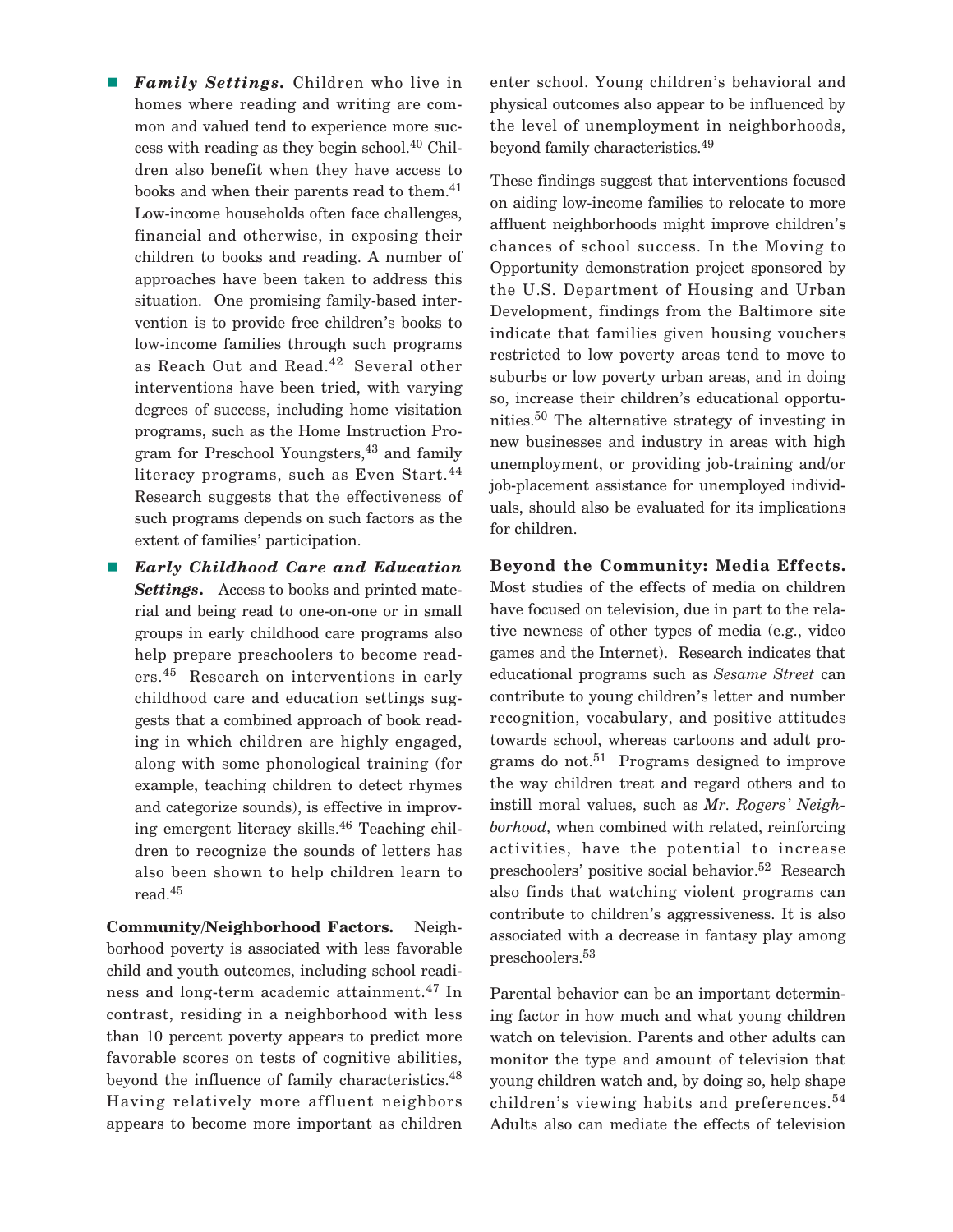- ***Family Settings.*** Children who live in homes where reading and writing are common and valued tend to experience more success with reading as they begin school.[40] Children also benefit when they have access to books and when their parents read to them.[41] Low-income households often face challenges, financial and otherwise, in exposing their children to books and reading. A number of approaches have been taken to address this situation. One promising family-based intervention is to provide free children's books to low-income families through such programs as Reach Out and Read.[42] Several other interventions have been tried, with varying degrees of success, including home visitation programs, such as the Home Instruction Program for Preschool Youngsters,[43] and family literacy programs, such as Even Start.[44] Research suggests that the effectiveness of such programs depends on such factors as the extent of families' participation.

- ***Early Childhood Care and Education Settings.*** Access to books and printed material and being read to one-on-one or in small groups in early childhood care programs also help prepare preschoolers to become readers.[45] Research on interventions in early childhood care and education settings suggests that a combined approach of book reading in which children are highly engaged, along with some phonological training (for example, teaching children to detect rhymes and categorize sounds), is effective in improving emergent literacy skills.[46] Teaching children to recognize the sounds of letters has also been shown to help children learn to read.[45]

**Community/Neighborhood Factors.** Neighborhood poverty is associated with less favorable child and youth outcomes, including school readiness and long-term academic attainment.[47] In contrast, residing in a neighborhood with less than 10 percent poverty appears to predict more favorable scores on tests of cognitive abilities, beyond the influence of family characteristics.[48] Having relatively more affluent neighbors appears to become more important as children enter school. Young children's behavioral and physical outcomes also appear to be influenced by the level of unemployment in neighborhoods, beyond family characteristics.[49]

These findings suggest that interventions focused on aiding low-income families to relocate to more affluent neighborhoods might improve children's chances of school success. In the Moving to Opportunity demonstration project sponsored by the U.S. Department of Housing and Urban Development, findings from the Baltimore site indicate that families given housing vouchers restricted to low poverty areas tend to move to suburbs or low poverty urban areas, and in doing so, increase their children's educational opportunities.[50] The alternative strategy of investing in new businesses and industry in areas with high unemployment, or providing job-training and/or job-placement assistance for unemployed individuals, should also be evaluated for its implications for children.

**Beyond the Community: Media Effects.** Most studies of the effects of media on children have focused on television, due in part to the relative newness of other types of media (e.g., video games and the Internet). Research indicates that educational programs such as *Sesame Street* can contribute to young children's letter and number recognition, vocabulary, and positive attitudes towards school, whereas cartoons and adult programs do not.[51] Programs designed to improve the way children treat and regard others and to instill moral values, such as *Mr. Rogers' Neighborhood,* when combined with related, reinforcing activities, have the potential to increase preschoolers' positive social behavior.[52] Research also finds that watching violent programs can contribute to children's aggressiveness. It is also associated with a decrease in fantasy play among preschoolers.[53]

Parental behavior can be an important determining factor in how much and what young children watch on television. Parents and other adults can monitor the type and amount of television that young children watch and, by doing so, help shape children's viewing habits and preferences.[54] Adults also can mediate the effects of television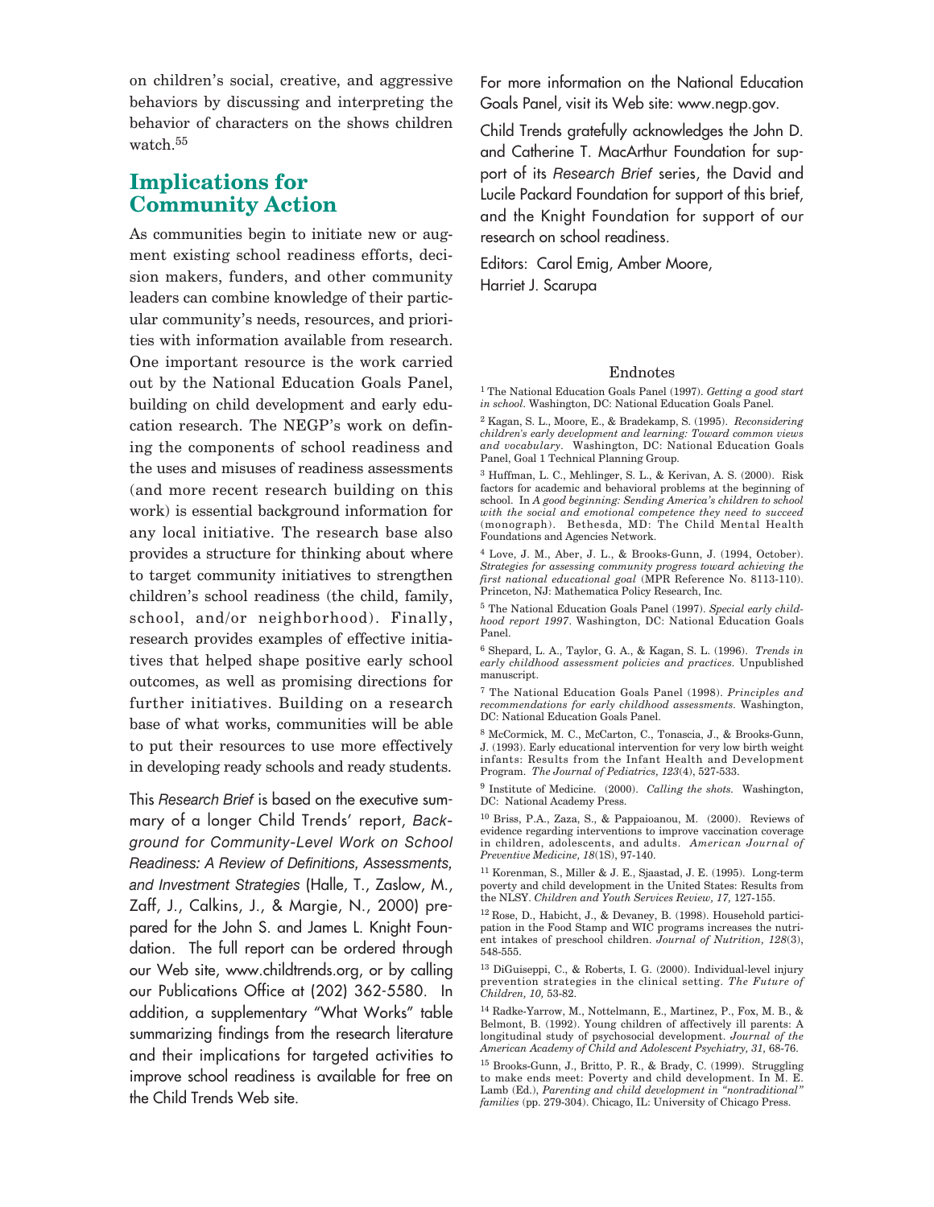on children's social, creative, and aggressive behaviors by discussing and interpreting the behavior of characters on the shows children watch.[55]

## Implications for Community Action

As communities begin to initiate new or augment existing school readiness efforts, decision makers, funders, and other community leaders can combine knowledge of their particular community's needs, resources, and priorities with information available from research. One important resource is the work carried out by the National Education Goals Panel, building on child development and early education research. The NEGP's work on defining the components of school readiness and the uses and misuses of readiness assessments (and more recent research building on this work) is essential background information for any local initiative. The research base also provides a structure for thinking about where to target community initiatives to strengthen children's school readiness (the child, family, school, and/or neighborhood). Finally, research provides examples of effective initiatives that helped shape positive early school outcomes, as well as promising directions for further initiatives. Building on a research base of what works, communities will be able to put their resources to use more effectively in developing ready schools and ready students.

This *Research Brief* is based on the executive summary of a longer Child Trends' report, *Background for Community-Level Work on School Readiness: A Review of Definitions, Assessments, and Investment Strategies* (Halle, T., Zaslow, M., Zaff, J., Calkins, J., & Margie, N., 2000) prepared for the John S. and James L. Knight Foundation. The full report can be ordered through our Web site, www.childtrends.org, or by calling our Publications Office at (202) 362-5580. In addition, a supplementary "What Works" table summarizing findings from the research literature and their implications for targeted activities to improve school readiness is available for free on the Child Trends Web site.

For more information on the National Education Goals Panel, visit its Web site: www.negp.gov.

Child Trends gratefully acknowledges the John D. and Catherine T. MacArthur Foundation for support of its *Research Brief* series, the David and Lucile Packard Foundation for support of this brief, and the Knight Foundation for support of our research on school readiness.

Editors: Carol Emig, Amber Moore, Harriet J. Scarupa

### Endnotes

[1] The National Education Goals Panel (1997). *Getting a good start in school*. Washington, DC: National Education Goals Panel.

[2] Kagan, S. L., Moore, E., & Bradekamp, S. (1995). *Reconsidering children's early development and learning: Toward common views and vocabulary*. Washington, DC: National Education Goals Panel, Goal 1 Technical Planning Group.

[3] Huffman, L. C., Mehlinger, S. L., & Kerivan, A. S. (2000). Risk factors for academic and behavioral problems at the beginning of school. In *A good beginning: Sending America's children to school with the social and emotional competence they need to succeed* (monograph). Bethesda, MD: The Child Mental Health Foundations and Agencies Network.

[4] Love, J. M., Aber, J. L., & Brooks-Gunn, J. (1994, October). *Strategies for assessing community progress toward achieving the first national educational goal* (MPR Reference No. 8113-110). Princeton, NJ: Mathematica Policy Research, Inc.

[5] The National Education Goals Panel (1997). *Special early childhood report 1997*. Washington, DC: National Education Goals Panel.

[6] Shepard, L. A., Taylor, G. A., & Kagan, S. L. (1996). *Trends in early childhood assessment policies and practices.* Unpublished manuscript.

[7] The National Education Goals Panel (1998). *Principles and recommendations for early childhood assessments.* Washington, DC: National Education Goals Panel.

[8] McCormick, M. C., McCarton, C., Tonascia, J., & Brooks-Gunn, J. (1993). Early educational intervention for very low birth weight infants: Results from the Infant Health and Development Program. *The Journal of Pediatrics, 123*(4), 527-533.

[9] Institute of Medicine. (2000). *Calling the shots.* Washington, DC: National Academy Press.

[10] Briss, P.A., Zaza, S., & Pappaioanou, M. (2000). Reviews of evidence regarding interventions to improve vaccination coverage in children, adolescents, and adults. *American Journal of Preventive Medicine, 18*(1S), 97-140.

[11] Korenman, S., Miller & J. E., Sjaastad, J. E. (1995). Long-term poverty and child development in the United States: Results from the NLSY. *Children and Youth Services Review, 17,* 127-155.

[12] Rose, D., Habicht, J., & Devaney, B. (1998). Household participation in the Food Stamp and WIC programs increases the nutrient intakes of preschool children. *Journal of Nutrition, 128*(3), 548-555.

[13] DiGuiseppi, C., & Roberts, I. G. (2000). Individual-level injury prevention strategies in the clinical setting. *The Future of Children, 10,* 53-82.

[14] Radke-Yarrow, M., Nottelmann, E., Martinez, P., Fox, M. B., & Belmont, B. (1992). Young children of affectively ill parents: A longitudinal study of psychosocial development. *Journal of the American Academy of Child and Adolescent Psychiatry, 31,* 68-76.

[15] Brooks-Gunn, J., Britto, P. R., & Brady, C. (1999). Struggling to make ends meet: Poverty and child development. In M. E. Lamb (Ed.), *Parenting and child development in "nontraditional" families* (pp. 279-304). Chicago, IL: University of Chicago Press.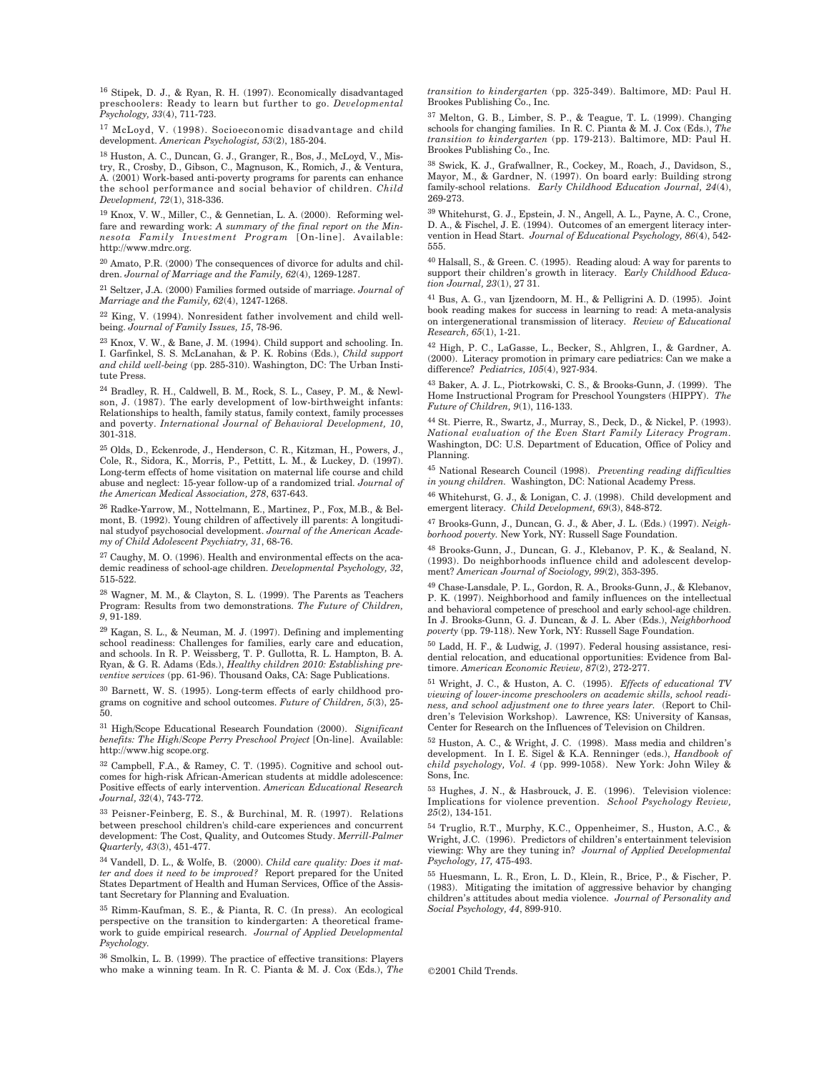[16] Stipek, D. J., & Ryan, R. H. (1997). Economically disadvantaged preschoolers: Ready to learn but further to go. *Developmental Psychology, 33*(4), 711-723.

[17] McLoyd, V. (1998). Socioeconomic disadvantage and child development. *American Psychologist, 53*(2), 185-204.

[18] Huston, A. C., Duncan, G. J., Granger, R., Bos, J., McLoyd, V., Mistry, R., Crosby, D., Gibson, C., Magnuson, K., Romich, J., & Ventura, A. (2001) Work-based anti-poverty programs for parents can enhance the school performance and social behavior of children. *Child Development, 72*(1), 318-336.

[19] Knox, V. W., Miller, C., & Gennetian, L. A. (2000). Reforming welfare and rewarding work: *A summary of the final report on the Minnesota Family Investment Program* [On-line]. Available: http://www.mdrc.org.

[20] Amato, P.R. (2000) The consequences of divorce for adults and children. *Journal of Marriage and the Family, 62*(4), 1269-1287.

[21] Seltzer, J.A. (2000) Families formed outside of marriage. *Journal of Marriage and the Family, 62*(4), 1247-1268.

[22] King, V. (1994). Nonresident father involvement and child wellbeing. *Journal of Family Issues, 15*, 78-96.

[23] Knox, V. W., & Bane, J. M. (1994). Child support and schooling. In. I. Garfinkel, S. S. McLanahan, & P. K. Robins (Eds.), *Child support and child well-being* (pp. 285-310). Washington, DC: The Urban Institute Press.

[24] Bradley, R. H., Caldwell, B. M., Rock, S. L., Casey, P. M., & Newlson, J. (1987). The early development of low-birthweight infants: Relationships to health, family status, family context, family processes and poverty. *International Journal of Behavioral Development, 10*, 301-318.

[25] Olds, D., Eckenrode, J., Henderson, C. R., Kitzman, H., Powers, J., Cole, R., Sidora, K., Morris, P., Pettitt, L. M., & Luckey, D. (1997). Long-term effects of home visitation on maternal life course and child abuse and neglect: 15-year follow-up of a randomized trial. *Journal of the American Medical Association, 278*, 637-643.

[26] Radke-Yarrow, M., Nottelmann, E., Martinez, P., Fox, M.B., & Belmont, B. (1992). Young children of affectively ill parents: A longitudinal studyof psychosocial development. *Journal of the American Academy of Child Adolescent Psychiatry, 31*, 68-76.

[27] Caughy, M. O. (1996). Health and environmental effects on the academic readiness of school-age children. *Developmental Psychology, 32*, 515-522.

[28] Wagner, M. M., & Clayton, S. L. (1999). The Parents as Teachers Program: Results from two demonstrations. *The Future of Children, 9*, 91-189.

[29] Kagan, S. L., & Neuman, M. J. (1997). Defining and implementing school readiness: Challenges for families, early care and education, and schools. In R. P. Weissberg, T. P. Gullotta, R. L. Hampton, B. A. Ryan, & G. R. Adams (Eds.), *Healthy children 2010: Establishing preventive services* (pp. 61-96). Thousand Oaks, CA: Sage Publications.

[30] Barnett, W. S. (1995). Long-term effects of early childhood programs on cognitive and school outcomes. *Future of Children, 5*(3), 25-50.

[31] High/Scope Educational Research Foundation (2000). *Significant benefits: The High/Scope Perry Preschool Project* [On-line]. Available: http://www.hig scope.org.

[32] Campbell, F.A., & Ramey, C. T. (1995). Cognitive and school outcomes for high-risk African-American students at middle adolescence: Positive effects of early intervention. *American Educational Research Journal, 32*(4), 743-772.

[33] Peisner-Feinberg, E. S., & Burchinal, M. R. (1997). Relations between preschool children's child-care experiences and concurrent development: The Cost, Quality, and Outcomes Study. *Merrill-Palmer Quarterly, 43*(3), 451-477.

[34] Vandell, D. L., & Wolfe, B. (2000). *Child care quality: Does it matter and does it need to be improved?* Report prepared for the United States Department of Health and Human Services, Office of the Assistant Secretary for Planning and Evaluation.

[35] Rimm-Kaufman, S. E., & Pianta, R. C. (In press). An ecological perspective on the transition to kindergarten: A theoretical framework to guide empirical research. *Journal of Applied Developmental Psychology.*

[36] Smolkin, L. B. (1999). The practice of effective transitions: Players who make a winning team. In R. C. Pianta & M. J. Cox (Eds.), *The transition to kindergarten* (pp. 325-349). Baltimore, MD: Paul H. Brookes Publishing Co., Inc.

[37] Melton, G. B., Limber, S. P., & Teague, T. L. (1999). Changing schools for changing families. In R. C. Pianta & M. J. Cox (Eds.), *The transition to kindergarten* (pp. 179-213). Baltimore, MD: Paul H. Brookes Publishing Co., Inc.

[38] Swick, K. J., Grafwallner, R., Cockey, M., Roach, J., Davidson, S., Mayor, M., & Gardner, N. (1997). On board early: Building strong family-school relations. *Early Childhood Education Journal, 24*(4), 269-273.

[39] Whitehurst, G. J., Epstein, J. N., Angell, A. L., Payne, A. C., Crone, D. A., & Fischel, J. E. (1994). Outcomes of an emergent literacy intervention in Head Start. *Journal of Educational Psychology, 86*(4), 542-555.

[40] Halsall, S., & Green. C. (1995). Reading aloud: A way for parents to support their children's growth in literacy. *Early Childhood Education Journal, 23*(1), 27 31.

[41] Bus, A. G., van Ijzendoorn, M. H., & Pelligrini A. D. (1995). Joint book reading makes for success in learning to read: A meta-analysis on intergenerational transmission of literacy. *Review of Educational Research, 65*(1), 1-21.

[42] High, P. C., LaGasse, L., Becker, S., Ahlgren, I., & Gardner, A. (2000). Literacy promotion in primary care pediatrics: Can we make a difference? *Pediatrics, 105*(4), 927-934.

[43] Baker, A. J. L., Piotrkowski, C. S., & Brooks-Gunn, J. (1999). The Home Instructional Program for Preschool Youngsters (HIPPY). *The Future of Children, 9*(1), 116-133.

[44] St. Pierre, R., Swartz, J., Murray, S., Deck, D., & Nickel, P. (1993). *National evaluation of the Even Start Family Literacy Program.* Washington, DC: U.S. Department of Education, Office of Policy and Planning.

[45] National Research Council (1998). *Preventing reading difficulties in young children.* Washington, DC: National Academy Press.

[46] Whitehurst, G. J., & Lonigan, C. J. (1998). Child development and emergent literacy. *Child Development, 69*(3), 848-872.

[47] Brooks-Gunn, J., Duncan, G. J., & Aber, J. L. (Eds.) (1997). *Neighborhood poverty.* New York, NY: Russell Sage Foundation.

[48] Brooks-Gunn, J., Duncan, G. J., Klebanov, P. K., & Sealand, N. (1993). Do neighborhoods influence child and adolescent development? *American Journal of Sociology, 99*(2), 353-395.

[49] Chase-Lansdale, P. L., Gordon, R. A., Brooks-Gunn, J., & Klebanov, P. K. (1997). Neighborhood and family influences on the intellectual and behavioral competence of preschool and early school-age children. In J. Brooks-Gunn, G. J. Duncan, & J. L. Aber (Eds.), *Neighborhood poverty* (pp. 79-118). New York, NY: Russell Sage Foundation.

[50] Ladd, H. F., & Ludwig, J. (1997). Federal housing assistance, residential relocation, and educational opportunities: Evidence from Baltimore. *American Economic Review, 87*(2), 272-277.

[51] Wright, J. C., & Huston, A. C. (1995). *Effects of educational TV viewing of lower-income preschoolers on academic skills, school readiness, and school adjustment one to three years later.* (Report to Children's Television Workshop). Lawrence, KS: University of Kansas, Center for Research on the Influences of Television on Children.

[52] Huston, A. C., & Wright, J. C. (1998). Mass media and children's development. In I. E. Sigel & K.A. Renninger (eds.), *Handbook of child psychology, Vol. 4* (pp. 999-1058). New York: John Wiley & Sons, Inc.

[53] Hughes, J. N., & Hasbrouck, J. E. (1996). Television violence: Implications for violence prevention. *School Psychology Review, 25*(2), 134-151.

[54] Truglio, R.T., Murphy, K.C., Oppenheimer, S., Huston, A.C., & Wright, J.C. (1996). Predictors of children's entertainment television viewing: Why are they tuning in? *Journal of Applied Developmental Psychology, 17,* 475-493.

[55] Huesmann, L. R., Eron, L. D., Klein, R., Brice, P., & Fischer, P. (1983). Mitigating the imitation of aggressive behavior by changing children's attitudes about media violence. *Journal of Personality and Social Psychology, 44*, 899-910.

©2001 Child Trends.